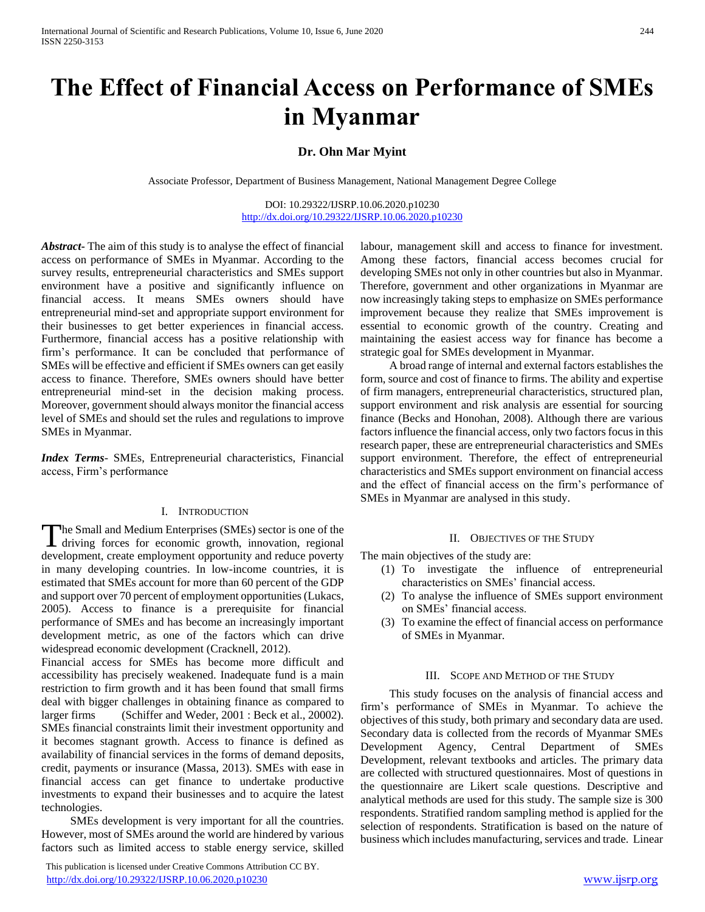# The Effect of Financial Access on Performance of SMEs in Myanmar

**Dr. Ohn Mar Myint**

Associate Professor, Department of Business Management, National Management Degree College

DOI: 10.29322/IJSRP.10.06.2020.p10230
http://dx.doi.org/10.29322/IJSRP.10.06.2020.p10230

***Abstract***- The aim of this study is to analyse the effect of financial access on performance of SMEs in Myanmar. According to the survey results, entrepreneurial characteristics and SMEs support environment have a positive and significantly influence on financial access. It means SMEs owners should have entrepreneurial mind-set and appropriate support environment for their businesses to get better experiences in financial access. Furthermore, financial access has a positive relationship with firm's performance. It can be concluded that performance of SMEs will be effective and efficient if SMEs owners can get easily access to finance. Therefore, SMEs owners should have better entrepreneurial mind-set in the decision making process. Moreover, government should always monitor the financial access level of SMEs and should set the rules and regulations to improve SMEs in Myanmar.

***Index Terms***- SMEs, Entrepreneurial characteristics, Financial access, Firm's performance

## I. Introduction

The Small and Medium Enterprises (SMEs) sector is one of the driving forces for economic growth, innovation, regional development, create employment opportunity and reduce poverty in many developing countries. In low-income countries, it is estimated that SMEs account for more than 60 percent of the GDP and support over 70 percent of employment opportunities (Lukacs, 2005). Access to finance is a prerequisite for financial performance of SMEs and has become an increasingly important development metric, as one of the factors which can drive widespread economic development (Cracknell, 2012).

Financial access for SMEs has become more difficult and accessibility has precisely weakened. Inadequate fund is a main restriction to firm growth and it has been found that small firms deal with bigger challenges in obtaining finance as compared to larger firms (Schiffer and Weder, 2001 : Beck et al., 20002). SMEs financial constraints limit their investment opportunity and it becomes stagnant growth. Access to finance is defined as availability of financial services in the forms of demand deposits, credit, payments or insurance (Massa, 2013). SMEs with ease in financial access can get finance to undertake productive investments to expand their businesses and to acquire the latest technologies.

SMEs development is very important for all the countries. However, most of SMEs around the world are hindered by various factors such as limited access to stable energy service, skilled labour, management skill and access to finance for investment. Among these factors, financial access becomes crucial for developing SMEs not only in other countries but also in Myanmar. Therefore, government and other organizations in Myanmar are now increasingly taking steps to emphasize on SMEs performance improvement because they realize that SMEs improvement is essential to economic growth of the country. Creating and maintaining the easiest access way for finance has become a strategic goal for SMEs development in Myanmar.

A broad range of internal and external factors establishes the form, source and cost of finance to firms. The ability and expertise of firm managers, entrepreneurial characteristics, structured plan, support environment and risk analysis are essential for sourcing finance (Becks and Honohan, 2008). Although there are various factors influence the financial access, only two factors focus in this research paper, these are entrepreneurial characteristics and SMEs support environment. Therefore, the effect of entrepreneurial characteristics and SMEs support environment on financial access and the effect of financial access on the firm's performance of SMEs in Myanmar are analysed in this study.

## II. Objectives of the Study

The main objectives of the study are:

(1) To investigate the influence of entrepreneurial characteristics on SMEs' financial access.
(2) To analyse the influence of SMEs support environment on SMEs' financial access.
(3) To examine the effect of financial access on performance of SMEs in Myanmar.

## III. Scope and Method of the Study

This study focuses on the analysis of financial access and firm's performance of SMEs in Myanmar. To achieve the objectives of this study, both primary and secondary data are used. Secondary data is collected from the records of Myanmar SMEs Development Agency, Central Department of SMEs Development, relevant textbooks and articles. The primary data are collected with structured questionnaires. Most of questions in the questionnaire are Likert scale questions. Descriptive and analytical methods are used for this study. The sample size is 300 respondents. Stratified random sampling method is applied for the selection of respondents. Stratification is based on the nature of business which includes manufacturing, services and trade. Linear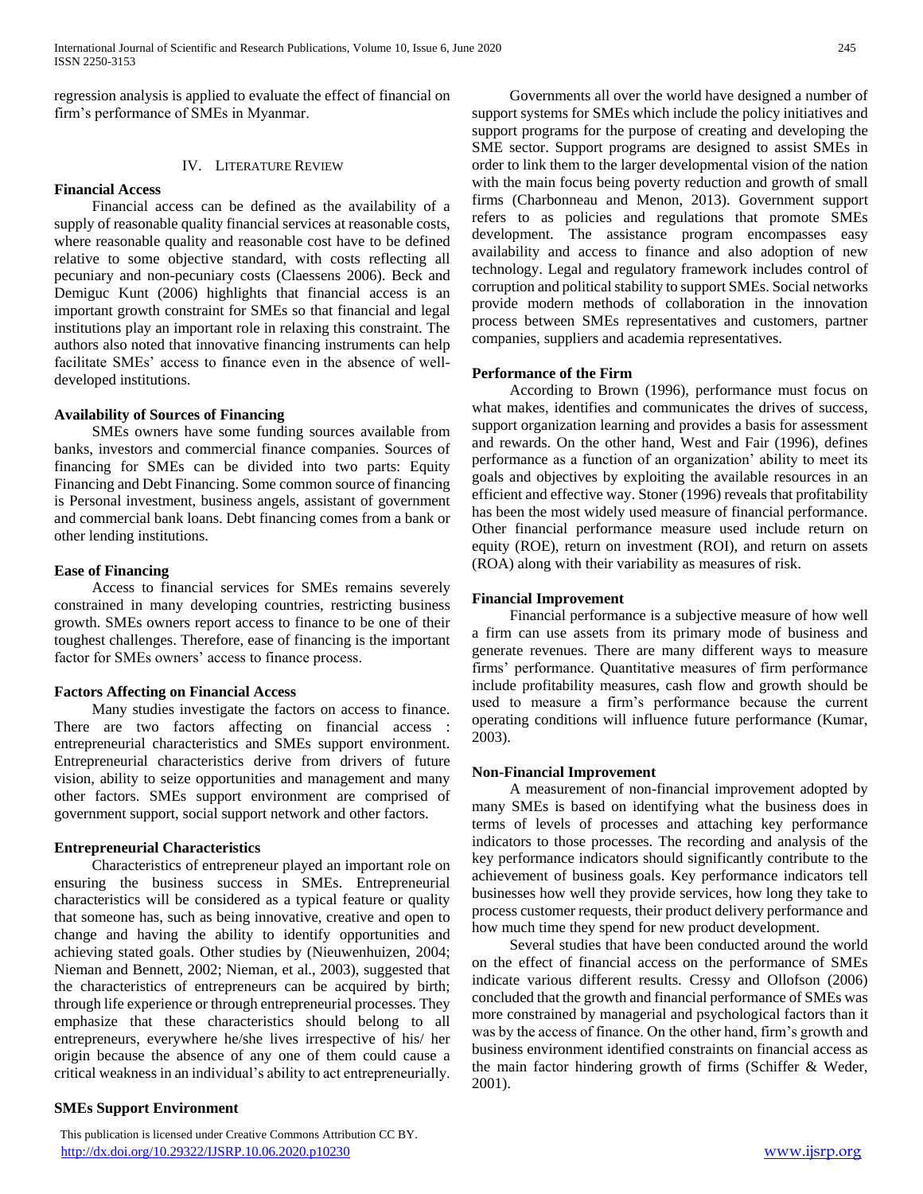regression analysis is applied to evaluate the effect of financial on firm's performance of SMEs in Myanmar.

## IV. Literature Review

### Financial Access

Financial access can be defined as the availability of a supply of reasonable quality financial services at reasonable costs, where reasonable quality and reasonable cost have to be defined relative to some objective standard, with costs reflecting all pecuniary and non-pecuniary costs (Claessens 2006). Beck and Demiguc Kunt (2006) highlights that financial access is an important growth constraint for SMEs so that financial and legal institutions play an important role in relaxing this constraint. The authors also noted that innovative financing instruments can help facilitate SMEs' access to finance even in the absence of well-developed institutions.

### Availability of Sources of Financing

SMEs owners have some funding sources available from banks, investors and commercial finance companies. Sources of financing for SMEs can be divided into two parts: Equity Financing and Debt Financing. Some common source of financing is Personal investment, business angels, assistant of government and commercial bank loans. Debt financing comes from a bank or other lending institutions.

### Ease of Financing

Access to financial services for SMEs remains severely constrained in many developing countries, restricting business growth. SMEs owners report access to finance to be one of their toughest challenges. Therefore, ease of financing is the important factor for SMEs owners' access to finance process.

### Factors Affecting on Financial Access

Many studies investigate the factors on access to finance. There are two factors affecting on financial access : entrepreneurial characteristics and SMEs support environment. Entrepreneurial characteristics derive from drivers of future vision, ability to seize opportunities and management and many other factors. SMEs support environment are comprised of government support, social support network and other factors.

### Entrepreneurial Characteristics

Characteristics of entrepreneur played an important role on ensuring the business success in SMEs. Entrepreneurial characteristics will be considered as a typical feature or quality that someone has, such as being innovative, creative and open to change and having the ability to identify opportunities and achieving stated goals. Other studies by (Nieuwenhuizen, 2004; Nieman and Bennett, 2002; Nieman, et al., 2003), suggested that the characteristics of entrepreneurs can be acquired by birth; through life experience or through entrepreneurial processes. They emphasize that these characteristics should belong to all entrepreneurs, everywhere he/she lives irrespective of his/ her origin because the absence of any one of them could cause a critical weakness in an individual's ability to act entrepreneurially.

### SMEs Support Environment

Governments all over the world have designed a number of support systems for SMEs which include the policy initiatives and support programs for the purpose of creating and developing the SME sector. Support programs are designed to assist SMEs in order to link them to the larger developmental vision of the nation with the main focus being poverty reduction and growth of small firms (Charbonneau and Menon, 2013). Government support refers to as policies and regulations that promote SMEs development. The assistance program encompasses easy availability and access to finance and also adoption of new technology. Legal and regulatory framework includes control of corruption and political stability to support SMEs. Social networks provide modern methods of collaboration in the innovation process between SMEs representatives and customers, partner companies, suppliers and academia representatives.

### Performance of the Firm

According to Brown (1996), performance must focus on what makes, identifies and communicates the drives of success, support organization learning and provides a basis for assessment and rewards. On the other hand, West and Fair (1996), defines performance as a function of an organization' ability to meet its goals and objectives by exploiting the available resources in an efficient and effective way. Stoner (1996) reveals that profitability has been the most widely used measure of financial performance. Other financial performance measure used include return on equity (ROE), return on investment (ROI), and return on assets (ROA) along with their variability as measures of risk.

### Financial Improvement

Financial performance is a subjective measure of how well a firm can use assets from its primary mode of business and generate revenues. There are many different ways to measure firms' performance. Quantitative measures of firm performance include profitability measures, cash flow and growth should be used to measure a firm's performance because the current operating conditions will influence future performance (Kumar, 2003).

### Non-Financial Improvement

A measurement of non-financial improvement adopted by many SMEs is based on identifying what the business does in terms of levels of processes and attaching key performance indicators to those processes. The recording and analysis of the key performance indicators should significantly contribute to the achievement of business goals. Key performance indicators tell businesses how well they provide services, how long they take to process customer requests, their product delivery performance and how much time they spend for new product development.

Several studies that have been conducted around the world on the effect of financial access on the performance of SMEs indicate various different results. Cressy and Ollofson (2006) concluded that the growth and financial performance of SMEs was more constrained by managerial and psychological factors than it was by the access of finance. On the other hand, firm's growth and business environment identified constraints on financial access as the main factor hindering growth of firms (Schiffer & Weder, 2001).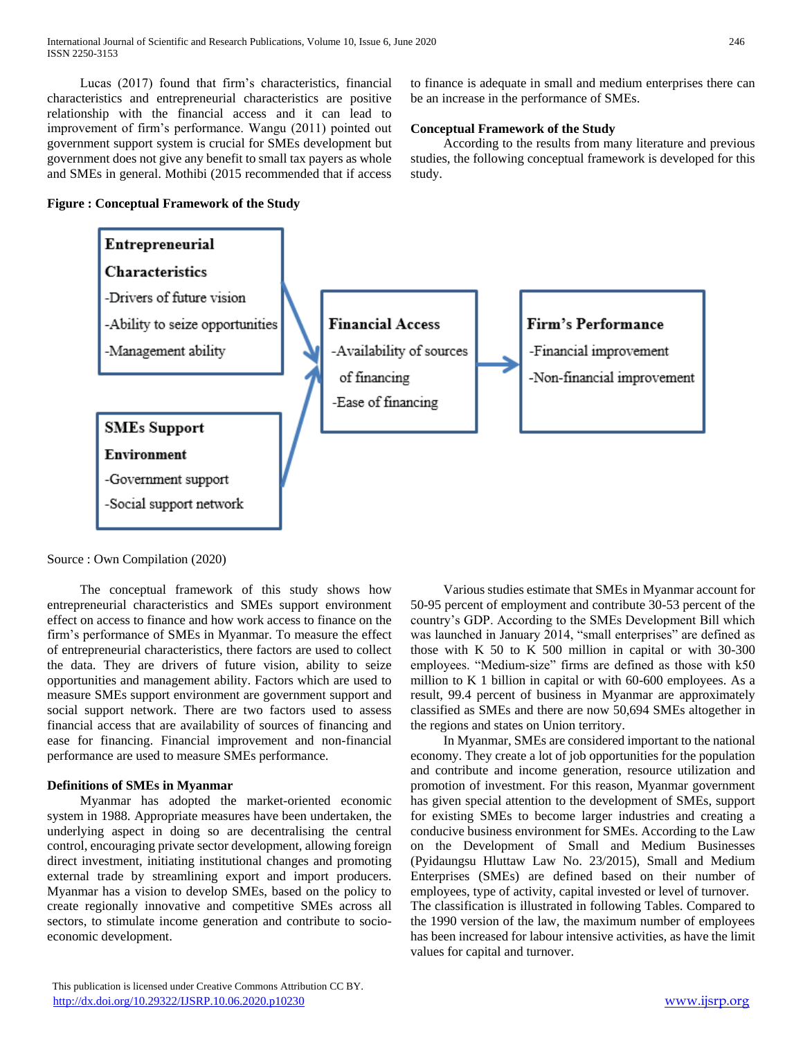Lucas (2017) found that firm's characteristics, financial characteristics and entrepreneurial characteristics are positive relationship with the financial access and it can lead to improvement of firm's performance. Wangu (2011) pointed out government support system is crucial for SMEs development but government does not give any benefit to small tax payers as whole and SMEs in general. Mothibi (2015 recommended that if access to finance is adequate in small and medium enterprises there can be an increase in the performance of SMEs.

**Conceptual Framework of the Study**

According to the results from many literature and previous studies, the following conceptual framework is developed for this study.

**Figure : Conceptual Framework of the Study**

**Entrepreneurial Characteristics**
-Drivers of future vision
-Ability to seize opportunities
-Management ability

**SMEs Support Environment**
-Government support
-Social support network

**Financial Access**
-Availability of sources of financing
-Ease of financing

**Firm's Performance**
-Financial improvement
-Non-financial improvement

Source : Own Compilation (2020)

The conceptual framework of this study shows how entrepreneurial characteristics and SMEs support environment effect on access to finance and how work access to finance on the firm's performance of SMEs in Myanmar. To measure the effect of entrepreneurial characteristics, there factors are used to collect the data. They are drivers of future vision, ability to seize opportunities and management ability. Factors which are used to measure SMEs support environment are government support and social support network. There are two factors used to assess financial access that are availability of sources of financing and ease for financing. Financial improvement and non-financial performance are used to measure SMEs performance.

**Definitions of SMEs in Myanmar**

Myanmar has adopted the market-oriented economic system in 1988. Appropriate measures have been undertaken, the underlying aspect in doing so are decentralising the central control, encouraging private sector development, allowing foreign direct investment, initiating institutional changes and promoting external trade by streamlining export and import producers. Myanmar has a vision to develop SMEs, based on the policy to create regionally innovative and competitive SMEs across all sectors, to stimulate income generation and contribute to socio-economic development.

Various studies estimate that SMEs in Myanmar account for 50-95 percent of employment and contribute 30-53 percent of the country's GDP. According to the SMEs Development Bill which was launched in January 2014, "small enterprises" are defined as those with K 50 to K 500 million in capital or with 30-300 employees. "Medium-size" firms are defined as those with k50 million to K 1 billion in capital or with 60-600 employees. As a result, 99.4 percent of business in Myanmar are approximately classified as SMEs and there are now 50,694 SMEs altogether in the regions and states on Union territory.

In Myanmar, SMEs are considered important to the national economy. They create a lot of job opportunities for the population and contribute and income generation, resource utilization and promotion of investment. For this reason, Myanmar government has given special attention to the development of SMEs, support for existing SMEs to become larger industries and creating a conducive business environment for SMEs. According to the Law on the Development of Small and Medium Businesses (Pyidaungsu Hluttaw Law No. 23/2015), Small and Medium Enterprises (SMEs) are defined based on their number of employees, type of activity, capital invested or level of turnover. The classification is illustrated in following Tables. Compared to the 1990 version of the law, the maximum number of employees has been increased for labour intensive activities, as have the limit values for capital and turnover.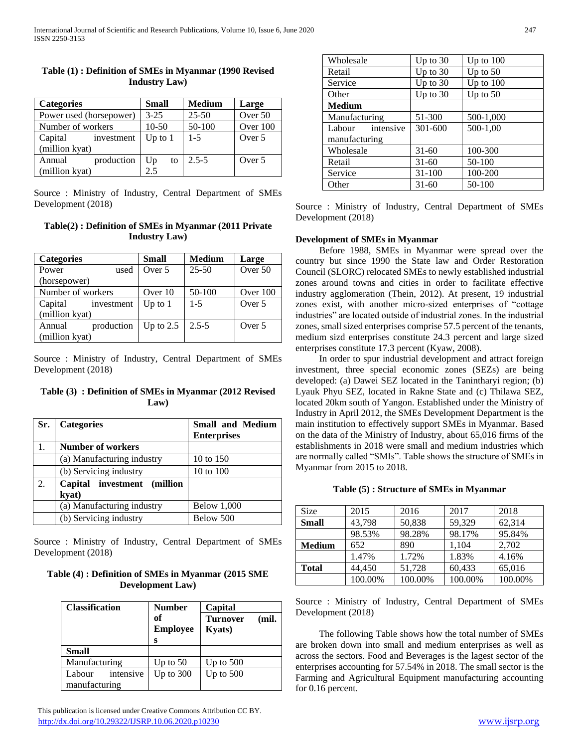**Table (1) : Definition of SMEs in Myanmar (1990 Revised Industry Law)**

| Categories | Small | Medium | Large |
|---|---|---|---|
| Power used (horsepower) | 3-25 | 25-50 | Over 50 |
| Number of workers | 10-50 | 50-100 | Over 100 |
| Capital investment (million kyat) | Up to 1 | 1-5 | Over 5 |
| Annual production (million kyat) | Up to 2.5 | 2.5-5 | Over 5 |

Source : Ministry of Industry, Central Department of SMEs Development (2018)

**Table(2) : Definition of SMEs in Myanmar (2011 Private Industry Law)**

| Categories | Small | Medium | Large |
|---|---|---|---|
| Power used (horsepower) | Over 5 | 25-50 | Over 50 |
| Number of workers | Over 10 | 50-100 | Over 100 |
| Capital investment (million kyat) | Up to 1 | 1-5 | Over 5 |
| Annual production (million kyat) | Up to 2.5 | 2.5-5 | Over 5 |

Source : Ministry of Industry, Central Department of SMEs Development (2018)

**Table (3) : Definition of SMEs in Myanmar (2012 Revised Law)**

| Sr. | Categories | Small and Medium Enterprises |
|---|---|---|
| 1. | **Number of workers** | |
| | (a) Manufacturing industry | 10 to 150 |
| | (b) Servicing industry | 10 to 100 |
| 2. | **Capital investment (million kyat)** | |
| | (a) Manufacturing industry | Below 1,000 |
| | (b) Servicing industry | Below 500 |

Source : Ministry of Industry, Central Department of SMEs Development (2018)

**Table (4) : Definition of SMEs in Myanmar (2015 SME Development Law)**

| Classification | Number of Employees | Capital Turnover (mil. Kyats) |
|---|---|---|
| **Small** | | |
| Manufacturing | Up to 50 | Up to 500 |
| Labour intensive manufacturing | Up to 300 | Up to 500 |
| Wholesale | Up to 30 | Up to 100 |
| Retail | Up to 30 | Up to 50 |
| Service | Up to 30 | Up to 100 |
| Other | Up to 30 | Up to 50 |
| **Medium** | | |
| Manufacturing | 51-300 | 500-1,000 |
| Labour intensive manufacturing | 301-600 | 500-1,00 |
| Wholesale | 31-60 | 100-300 |
| Retail | 31-60 | 50-100 |
| Service | 31-100 | 100-200 |
| Other | 31-60 | 50-100 |

Source : Ministry of Industry, Central Department of SMEs Development (2018)

**Development of SMEs in Myanmar**

Before 1988, SMEs in Myanmar were spread over the country but since 1990 the State law and Order Restoration Council (SLORC) relocated SMEs to newly established industrial zones around towns and cities in order to facilitate effective industry agglomeration (Thein, 2012). At present, 19 industrial zones exist, with another micro-sized enterprises of "cottage industries" are located outside of industrial zones. In the industrial zones, small sized enterprises comprise 57.5 percent of the tenants, medium sizd enterprises constitute 24.3 percent and large sized enterprises constitute 17.3 percent (Kyaw, 2008).

In order to spur industrial development and attract foreign investment, three special economic zones (SEZs) are being developed: (a) Dawei SEZ located in the Tanintharyi region; (b) Lyauk Phyu SEZ, located in Rakne State and (c) Thilawa SEZ, located 20km south of Yangon. Established under the Ministry of Industry in April 2012, the SMEs Development Department is the main institution to effectively support SMEs in Myanmar. Based on the data of the Ministry of Industry, about 65,016 firms of the establishments in 2018 were small and medium industries which are normally called "SMIs". Table shows the structure of SMEs in Myanmar from 2015 to 2018.

**Table (5) : Structure of SMEs in Myanmar**

| Size | 2015 | 2016 | 2017 | 2018 |
|---|---|---|---|---|
| **Small** | 43,798 | 50,838 | 59,329 | 62,314 |
| | 98.53% | 98.28% | 98.17% | 95.84% |
| **Medium** | 652 | 890 | 1,104 | 2,702 |
| | 1.47% | 1.72% | 1.83% | 4.16% |
| **Total** | 44,450 | 51,728 | 60,433 | 65,016 |
| | 100.00% | 100.00% | 100.00% | 100.00% |

Source : Ministry of Industry, Central Department of SMEs Development (2018)

The following Table shows how the total number of SMEs are broken down into small and medium enterprises as well as across the sectors. Food and Beverages is the lagest sector of the enterprises accounting for 57.54% in 2018. The small sector is the Farming and Agricultural Equipment manufacturing accounting for 0.16 percent.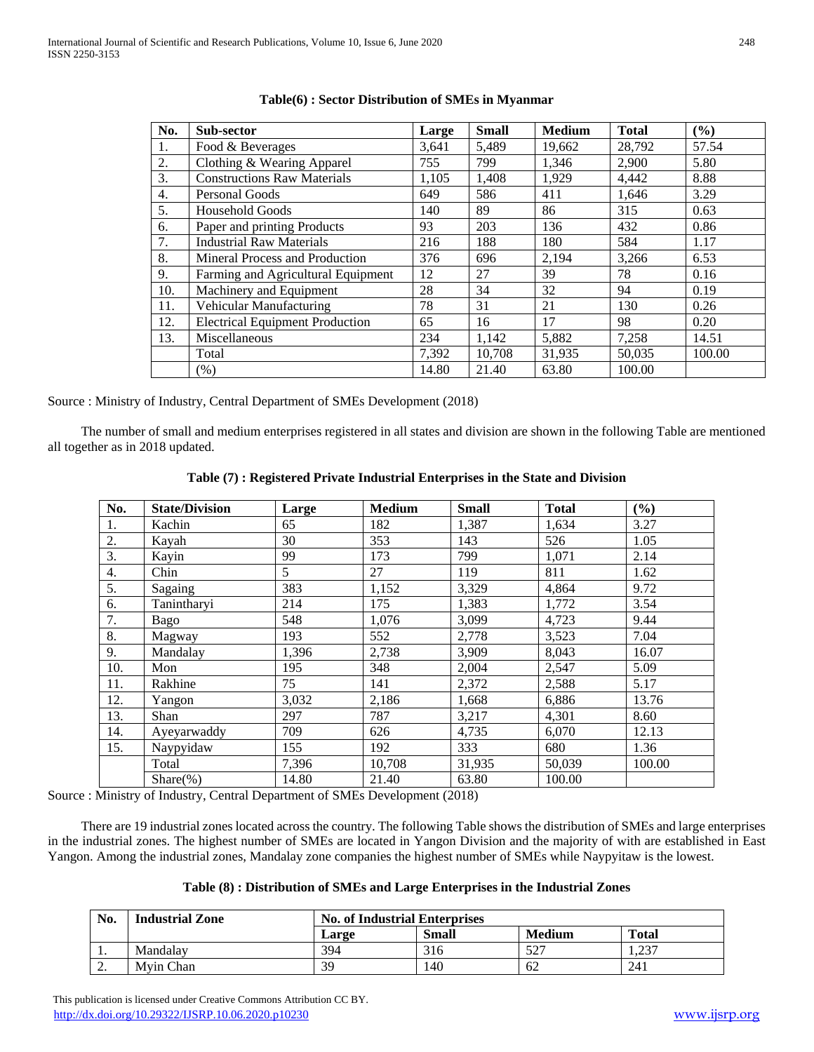**Table(6) : Sector Distribution of SMEs in Myanmar**

| No. | Sub-sector | Large | Small | Medium | Total | (%) |
|---|---|---|---|---|---|---|
| 1. | Food & Beverages | 3,641 | 5,489 | 19,662 | 28,792 | 57.54 |
| 2. | Clothing & Wearing Apparel | 755 | 799 | 1,346 | 2,900 | 5.80 |
| 3. | Constructions Raw Materials | 1,105 | 1,408 | 1,929 | 4,442 | 8.88 |
| 4. | Personal Goods | 649 | 586 | 411 | 1,646 | 3.29 |
| 5. | Household Goods | 140 | 89 | 86 | 315 | 0.63 |
| 6. | Paper and printing Products | 93 | 203 | 136 | 432 | 0.86 |
| 7. | Industrial Raw Materials | 216 | 188 | 180 | 584 | 1.17 |
| 8. | Mineral Process and Production | 376 | 696 | 2,194 | 3,266 | 6.53 |
| 9. | Farming and Agricultural Equipment | 12 | 27 | 39 | 78 | 0.16 |
| 10. | Machinery and Equipment | 28 | 34 | 32 | 94 | 0.19 |
| 11. | Vehicular Manufacturing | 78 | 31 | 21 | 130 | 0.26 |
| 12. | Electrical Equipment Production | 65 | 16 | 17 | 98 | 0.20 |
| 13. | Miscellaneous | 234 | 1,142 | 5,882 | 7,258 | 14.51 |
| | Total | 7,392 | 10,708 | 31,935 | 50,035 | 100.00 |
| | (%) | 14.80 | 21.40 | 63.80 | 100.00 | |

Source : Ministry of Industry, Central Department of SMEs Development (2018)

The number of small and medium enterprises registered in all states and division are shown in the following Table are mentioned all together as in 2018 updated.

**Table (7) : Registered Private Industrial Enterprises in the State and Division**

| No. | State/Division | Large | Medium | Small | Total | (%) |
|---|---|---|---|---|---|---|
| 1. | Kachin | 65 | 182 | 1,387 | 1,634 | 3.27 |
| 2. | Kayah | 30 | 353 | 143 | 526 | 1.05 |
| 3. | Kayin | 99 | 173 | 799 | 1,071 | 2.14 |
| 4. | Chin | 5 | 27 | 119 | 811 | 1.62 |
| 5. | Sagaing | 383 | 1,152 | 3,329 | 4,864 | 9.72 |
| 6. | Tanintharyi | 214 | 175 | 1,383 | 1,772 | 3.54 |
| 7. | Bago | 548 | 1,076 | 3,099 | 4,723 | 9.44 |
| 8. | Magway | 193 | 552 | 2,778 | 3,523 | 7.04 |
| 9. | Mandalay | 1,396 | 2,738 | 3,909 | 8,043 | 16.07 |
| 10. | Mon | 195 | 348 | 2,004 | 2,547 | 5.09 |
| 11. | Rakhine | 75 | 141 | 2,372 | 2,588 | 5.17 |
| 12. | Yangon | 3,032 | 2,186 | 1,668 | 6,886 | 13.76 |
| 13. | Shan | 297 | 787 | 3,217 | 4,301 | 8.60 |
| 14. | Ayeyarwaddy | 709 | 626 | 4,735 | 6,070 | 12.13 |
| 15. | Naypyidaw | 155 | 192 | 333 | 680 | 1.36 |
| | Total | 7,396 | 10,708 | 31,935 | 50,039 | 100.00 |
| | Share(%) | 14.80 | 21.40 | 63.80 | 100.00 | |

Source : Ministry of Industry, Central Department of SMEs Development (2018)

There are 19 industrial zones located across the country. The following Table shows the distribution of SMEs and large enterprises in the industrial zones. The highest number of SMEs are located in Yangon Division and the majority of with are established in East Yangon. Among the industrial zones, Mandalay zone companies the highest number of SMEs while Naypyitaw is the lowest.

**Table (8) : Distribution of SMEs and Large Enterprises in the Industrial Zones**

| No. | Industrial Zone | No. of Industrial Enterprises | | | |
|---|---|---|---|---|---|
| | | Large | Small | Medium | Total |
| 1. | Mandalay | 394 | 316 | 527 | 1,237 |
| 2. | Myin Chan | 39 | 140 | 62 | 241 |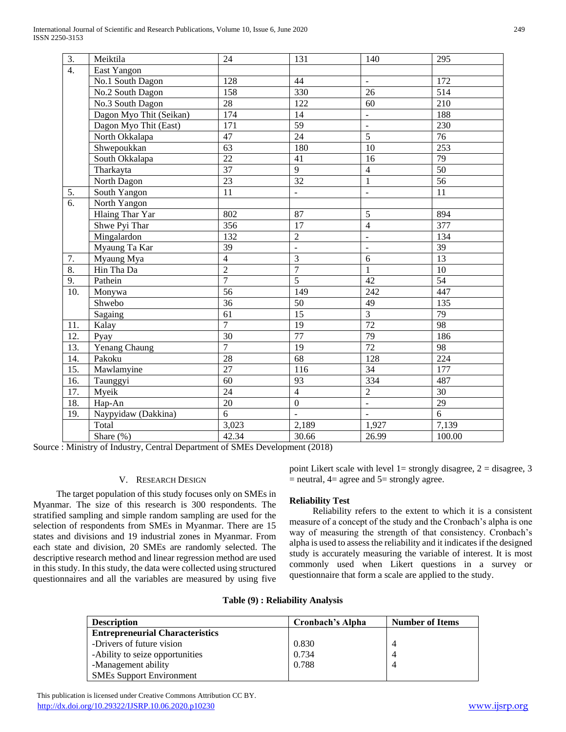| 3. | Meiktila | 24 | 131 | 140 | 295 |
|---|---|---|---|---|---|
| 4. | East Yangon | | | | |
| | No.1 South Dagon | 128 | 44 | - | 172 |
| | No.2 South Dagon | 158 | 330 | 26 | 514 |
| | No.3 South Dagon | 28 | 122 | 60 | 210 |
| | Dagon Myo Thit (Seikan) | 174 | 14 | - | 188 |
| | Dagon Myo Thit (East) | 171 | 59 | - | 230 |
| | North Okkalapa | 47 | 24 | 5 | 76 |
| | Shwepoukkan | 63 | 180 | 10 | 253 |
| | South Okkalapa | 22 | 41 | 16 | 79 |
| | Tharkayta | 37 | 9 | 4 | 50 |
| | North Dagon | 23 | 32 | 1 | 56 |
| 5. | South Yangon | 11 | - | - | 11 |
| 6. | North Yangon | | | | |
| | Hlaing Thar Yar | 802 | 87 | 5 | 894 |
| | Shwe Pyi Thar | 356 | 17 | 4 | 377 |
| | Mingalardon | 132 | 2 | - | 134 |
| | Myaung Ta Kar | 39 | - | - | 39 |
| 7. | Myaung Mya | 4 | 3 | 6 | 13 |
| 8. | Hin Tha Da | 2 | 7 | 1 | 10 |
| 9. | Pathein | 7 | 5 | 42 | 54 |
| 10. | Monywa | 56 | 149 | 242 | 447 |
| | Shwebo | 36 | 50 | 49 | 135 |
| | Sagaing | 61 | 15 | 3 | 79 |
| 11. | Kalay | 7 | 19 | 72 | 98 |
| 12. | Pyay | 30 | 77 | 79 | 186 |
| 13. | Yenang Chaung | 7 | 19 | 72 | 98 |
| 14. | Pakoku | 28 | 68 | 128 | 224 |
| 15. | Mawlamyine | 27 | 116 | 34 | 177 |
| 16. | Taunggyi | 60 | 93 | 334 | 487 |
| 17. | Myeik | 24 | 4 | 2 | 30 |
| 18. | Hap-An | 20 | 0 | - | 29 |
| 19. | Naypyidaw (Dakkina) | 6 | - | - | 6 |
| | Total | 3,023 | 2,189 | 1,927 | 7,139 |
| | Share (%) | 42.34 | 30.66 | 26.99 | 100.00 |

Source : Ministry of Industry, Central Department of SMEs Development (2018)

## V. Research Design

The target population of this study focuses only on SMEs in Myanmar. The size of this research is 300 respondents. The stratified sampling and simple random sampling are used for the selection of respondents from SMEs in Myanmar. There are 15 states and divisions and 19 industrial zones in Myanmar. From each state and division, 20 SMEs are randomly selected. The descriptive research method and linear regression method are used in this study. In this study, the data were collected using structured questionnaires and all the variables are measured by using five point Likert scale with level 1= strongly disagree, 2 = disagree, 3 = neutral, 4= agree and 5= strongly agree.

**Reliability Test**

Reliability refers to the extent to which it is a consistent measure of a concept of the study and the Cronbach's alpha is one way of measuring the strength of that consistency. Cronbach's alpha is used to assess the reliability and it indicates if the designed study is accurately measuring the variable of interest. It is most commonly used when Likert questions in a survey or questionnaire that form a scale are applied to the study.

**Table (9) : Reliability Analysis**

| Description | Cronbach's Alpha | Number of Items |
|---|---|---|
| **Entrepreneurial Characteristics** | | |
| -Drivers of future vision | 0.830 | 4 |
| -Ability to seize opportunities | 0.734 | 4 |
| -Management ability | 0.788 | 4 |
| SMEs Support Environment | | |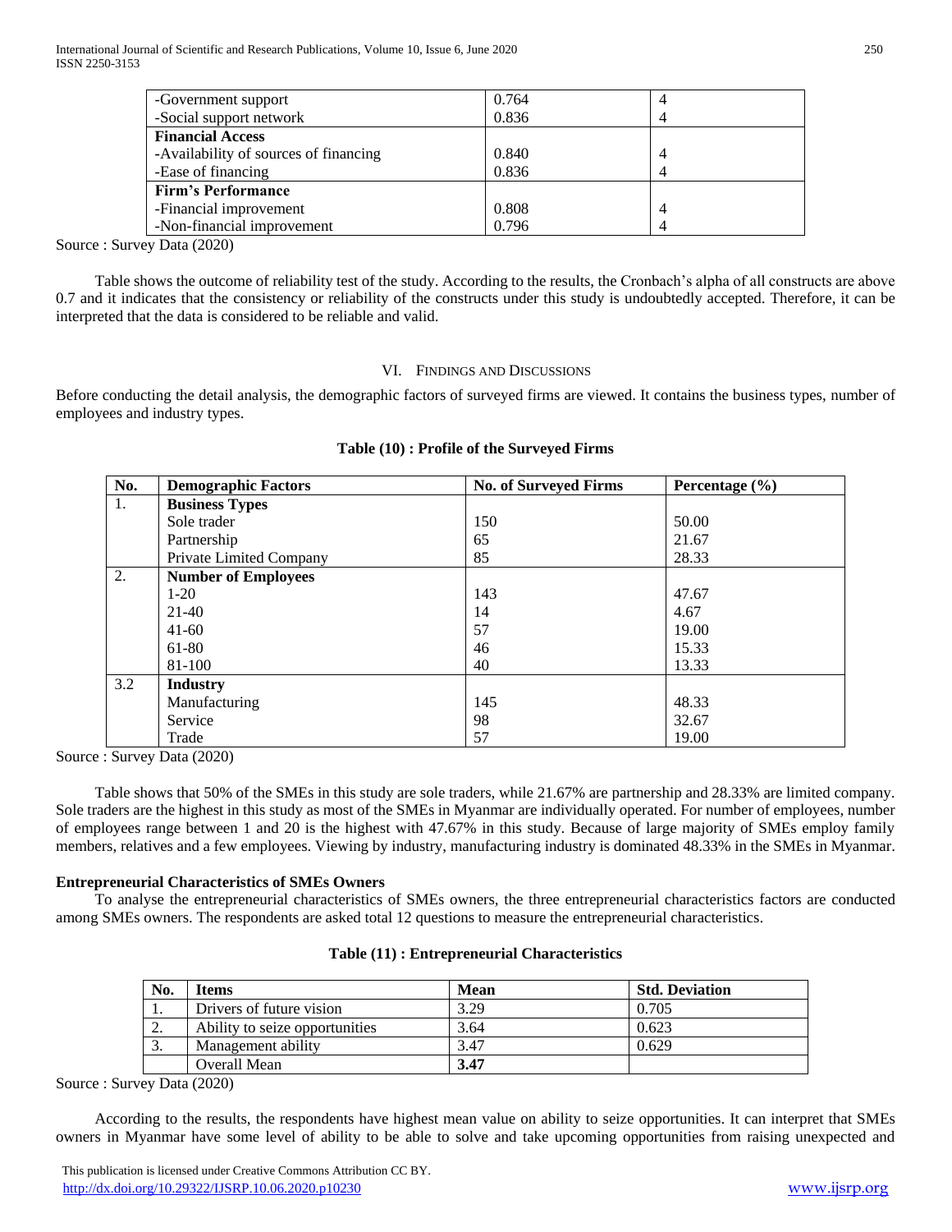| -Government support | 0.764 | 4 |
|---|---|---|
| -Social support network | 0.836 | 4 |
| **Financial Access** | | |
| -Availability of sources of financing | 0.840 | 4 |
| -Ease of financing | 0.836 | 4 |
| **Firm's Performance** | | |
| -Financial improvement | 0.808 | 4 |
| -Non-financial improvement | 0.796 | 4 |

Source : Survey Data (2020)

Table shows the outcome of reliability test of the study. According to the results, the Cronbach's alpha of all constructs are above 0.7 and it indicates that the consistency or reliability of the constructs under this study is undoubtedly accepted. Therefore, it can be interpreted that the data is considered to be reliable and valid.

## VI. Findings and Discussions

Before conducting the detail analysis, the demographic factors of surveyed firms are viewed. It contains the business types, number of employees and industry types.

**Table (10) : Profile of the Surveyed Firms**

| No. | Demographic Factors | No. of Surveyed Firms | Percentage (%) |
|---|---|---|---|
| 1. | **Business Types** | | |
| | Sole trader | 150 | 50.00 |
| | Partnership | 65 | 21.67 |
| | Private Limited Company | 85 | 28.33 |
| 2. | **Number of Employees** | | |
| | 1-20 | 143 | 47.67 |
| | 21-40 | 14 | 4.67 |
| | 41-60 | 57 | 19.00 |
| | 61-80 | 46 | 15.33 |
| | 81-100 | 40 | 13.33 |
| 3.2 | **Industry** | | |
| | Manufacturing | 145 | 48.33 |
| | Service | 98 | 32.67 |
| | Trade | 57 | 19.00 |

Source : Survey Data (2020)

Table shows that 50% of the SMEs in this study are sole traders, while 21.67% are partnership and 28.33% are limited company. Sole traders are the highest in this study as most of the SMEs in Myanmar are individually operated. For number of employees, number of employees range between 1 and 20 is the highest with 47.67% in this study. Because of large majority of SMEs employ family members, relatives and a few employees. Viewing by industry, manufacturing industry is dominated 48.33% in the SMEs in Myanmar.

**Entrepreneurial Characteristics of SMEs Owners**

To analyse the entrepreneurial characteristics of SMEs owners, the three entrepreneurial characteristics factors are conducted among SMEs owners. The respondents are asked total 12 questions to measure the entrepreneurial characteristics.

**Table (11) : Entrepreneurial Characteristics**

| No. | Items | Mean | Std. Deviation |
|---|---|---|---|
| 1. | Drivers of future vision | 3.29 | 0.705 |
| 2. | Ability to seize opportunities | 3.64 | 0.623 |
| 3. | Management ability | 3.47 | 0.629 |
| | Overall Mean | **3.47** | |

Source : Survey Data (2020)

According to the results, the respondents have highest mean value on ability to seize opportunities. It can interpret that SMEs owners in Myanmar have some level of ability to be able to solve and take upcoming opportunities from raising unexpected and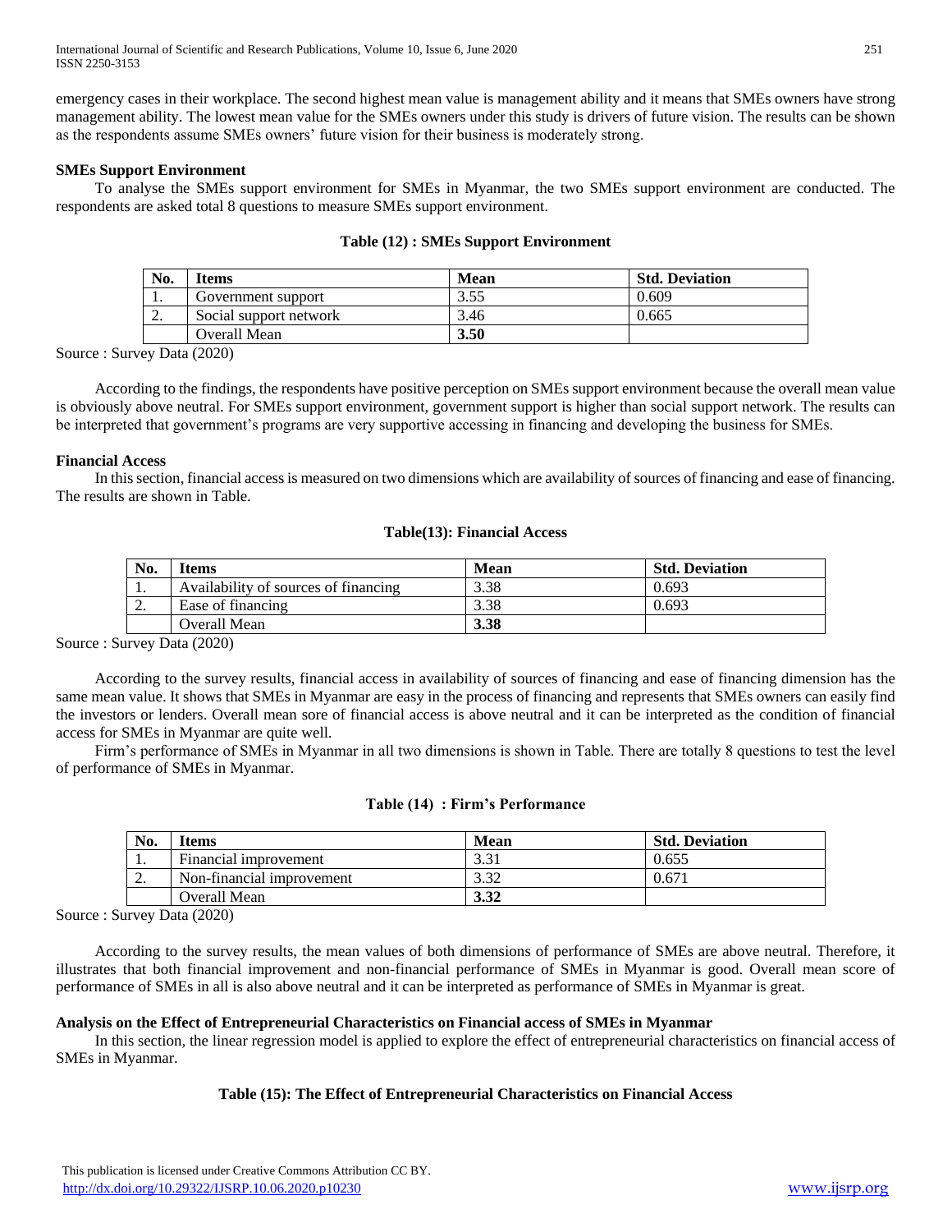emergency cases in their workplace. The second highest mean value is management ability and it means that SMEs owners have strong management ability. The lowest mean value for the SMEs owners under this study is drivers of future vision. The results can be shown as the respondents assume SMEs owners' future vision for their business is moderately strong.

**SMEs Support Environment**

To analyse the SMEs support environment for SMEs in Myanmar, the two SMEs support environment are conducted. The respondents are asked total 8 questions to measure SMEs support environment.

**Table (12) : SMEs Support Environment**

| No. | Items | Mean | Std. Deviation |
|---|---|---|---|
| 1. | Government support | 3.55 | 0.609 |
| 2. | Social support network | 3.46 | 0.665 |
| | Overall Mean | **3.50** | |

Source : Survey Data (2020)

According to the findings, the respondents have positive perception on SMEs support environment because the overall mean value is obviously above neutral. For SMEs support environment, government support is higher than social support network. The results can be interpreted that government's programs are very supportive accessing in financing and developing the business for SMEs.

**Financial Access**

In this section, financial access is measured on two dimensions which are availability of sources of financing and ease of financing. The results are shown in Table.

**Table(13): Financial Access**

| No. | Items | Mean | Std. Deviation |
|---|---|---|---|
| 1. | Availability of sources of financing | 3.38 | 0.693 |
| 2. | Ease of financing | 3.38 | 0.693 |
| | Overall Mean | **3.38** | |

Source : Survey Data (2020)

According to the survey results, financial access in availability of sources of financing and ease of financing dimension has the same mean value. It shows that SMEs in Myanmar are easy in the process of financing and represents that SMEs owners can easily find the investors or lenders. Overall mean sore of financial access is above neutral and it can be interpreted as the condition of financial access for SMEs in Myanmar are quite well.

Firm's performance of SMEs in Myanmar in all two dimensions is shown in Table. There are totally 8 questions to test the level of performance of SMEs in Myanmar.

**Table (14) : Firm's Performance**

| No. | Items | Mean | Std. Deviation |
|---|---|---|---|
| 1. | Financial improvement | 3.31 | 0.655 |
| 2. | Non-financial improvement | 3.32 | 0.671 |
| | Overall Mean | **3.32** | |

Source : Survey Data (2020)

According to the survey results, the mean values of both dimensions of performance of SMEs are above neutral. Therefore, it illustrates that both financial improvement and non-financial performance of SMEs in Myanmar is good. Overall mean score of performance of SMEs in all is also above neutral and it can be interpreted as performance of SMEs in Myanmar is great.

**Analysis on the Effect of Entrepreneurial Characteristics on Financial access of SMEs in Myanmar**

In this section, the linear regression model is applied to explore the effect of entrepreneurial characteristics on financial access of SMEs in Myanmar.

**Table (15): The Effect of Entrepreneurial Characteristics on Financial Access**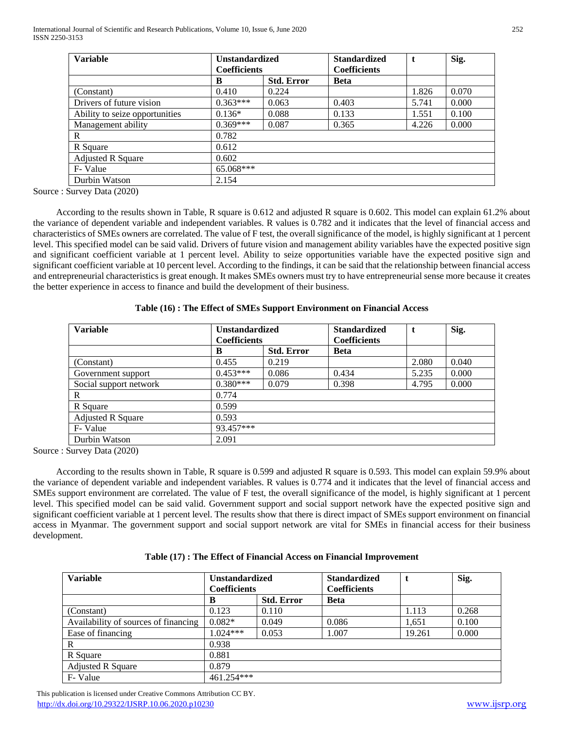| Variable | Unstandardized Coefficients | | Standardized Coefficients | t | Sig. |
|---|---|---|---|---|---|
| | B | Std. Error | Beta | | |
| (Constant) | 0.410 | 0.224 | | 1.826 | 0.070 |
| Drivers of future vision | 0.363*** | 0.063 | 0.403 | 5.741 | 0.000 |
| Ability to seize opportunities | 0.136* | 0.088 | 0.133 | 1.551 | 0.100 |
| Management ability | 0.369*** | 0.087 | 0.365 | 4.226 | 0.000 |
| R | 0.782 | | | | |
| R Square | 0.612 | | | | |
| Adjusted R Square | 0.602 | | | | |
| F- Value | 65.068*** | | | | |
| Durbin Watson | 2.154 | | | | |

Source : Survey Data (2020)

According to the results shown in Table, R square is 0.612 and adjusted R square is 0.602. This model can explain 61.2% about the variance of dependent variable and independent variables. R values is 0.782 and it indicates that the level of financial access and characteristics of SMEs owners are correlated. The value of F test, the overall significance of the model, is highly significant at 1 percent level. This specified model can be said valid. Drivers of future vision and management ability variables have the expected positive sign and significant coefficient variable at 1 percent level. Ability to seize opportunities variable have the expected positive sign and significant coefficient variable at 10 percent level. According to the findings, it can be said that the relationship between financial access and entrepreneurial characteristics is great enough. It makes SMEs owners must try to have entrepreneurial sense more because it creates the better experience in access to finance and build the development of their business.

**Table (16) : The Effect of SMEs Support Environment on Financial Access**

| Variable | Unstandardized Coefficients | | Standardized Coefficients | t | Sig. |
|---|---|---|---|---|---|
| | B | Std. Error | Beta | | |
| (Constant) | 0.455 | 0.219 | | 2.080 | 0.040 |
| Government support | 0.453*** | 0.086 | 0.434 | 5.235 | 0.000 |
| Social support network | 0.380*** | 0.079 | 0.398 | 4.795 | 0.000 |
| R | 0.774 | | | | |
| R Square | 0.599 | | | | |
| Adjusted R Square | 0.593 | | | | |
| F- Value | 93.457*** | | | | |
| Durbin Watson | 2.091 | | | | |

Source : Survey Data (2020)

According to the results shown in Table, R square is 0.599 and adjusted R square is 0.593. This model can explain 59.9% about the variance of dependent variable and independent variables. R values is 0.774 and it indicates that the level of financial access and SMEs support environment are correlated. The value of F test, the overall significance of the model, is highly significant at 1 percent level. This specified model can be said valid. Government support and social support network have the expected positive sign and significant coefficient variable at 1 percent level. The results show that there is direct impact of SMEs support environment on financial access in Myanmar. The government support and social support network are vital for SMEs in financial access for their business development.

**Table (17) : The Effect of Financial Access on Financial Improvement**

| Variable | Unstandardized Coefficients | | Standardized Coefficients | t | Sig. |
|---|---|---|---|---|---|
| | B | Std. Error | Beta | | |
| (Constant) | 0.123 | 0.110 | | 1.113 | 0.268 |
| Availability of sources of financing | 0.082* | 0.049 | 0.086 | 1,651 | 0.100 |
| Ease of financing | 1.024*** | 0.053 | 1.007 | 19.261 | 0.000 |
| R | 0.938 | | | | |
| R Square | 0.881 | | | | |
| Adjusted R Square | 0.879 | | | | |
| F- Value | 461.254*** | | | | |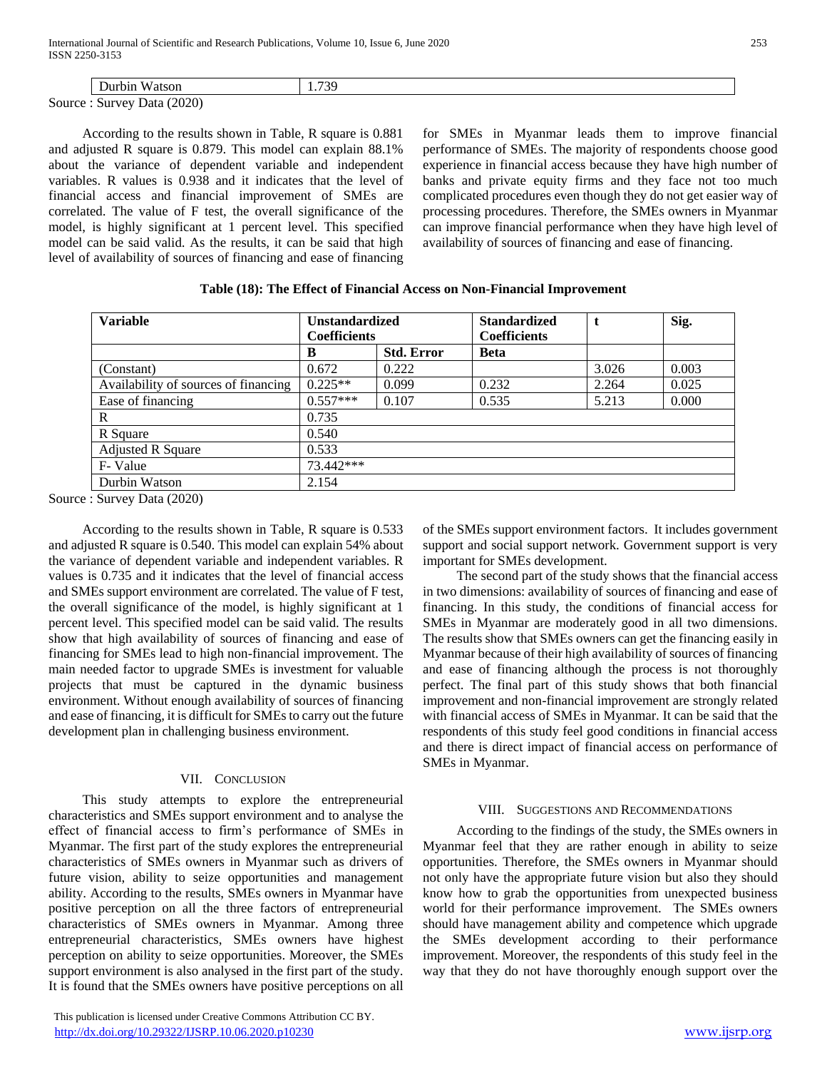| Durbin Watson | 1.739 |
|---|---|

Source : Survey Data (2020)

According to the results shown in Table, R square is 0.881 and adjusted R square is 0.879. This model can explain 88.1% about the variance of dependent variable and independent variables. R values is 0.938 and it indicates that the level of financial access and financial improvement of SMEs are correlated. The value of F test, the overall significance of the model, is highly significant at 1 percent level. This specified model can be said valid. As the results, it can be said that high level of availability of sources of financing and ease of financing for SMEs in Myanmar leads them to improve financial performance of SMEs. The majority of respondents choose good experience in financial access because they have high number of banks and private equity firms and they face not too much complicated procedures even though they do not get easier way of processing procedures. Therefore, the SMEs owners in Myanmar can improve financial performance when they have high level of availability of sources of financing and ease of financing.

**Table (18): The Effect of Financial Access on Non-Financial Improvement**

| Variable | Unstandardized Coefficients | | Standardized Coefficients | t | Sig. |
|---|---|---|---|---|---|
| | B | Std. Error | Beta | | |
| (Constant) | 0.672 | 0.222 | | 3.026 | 0.003 |
| Availability of sources of financing | 0.225** | 0.099 | 0.232 | 2.264 | 0.025 |
| Ease of financing | 0.557*** | 0.107 | 0.535 | 5.213 | 0.000 |
| R | 0.735 | | | | |
| R Square | 0.540 | | | | |
| Adjusted R Square | 0.533 | | | | |
| F- Value | 73.442*** | | | | |
| Durbin Watson | 2.154 | | | | |

Source : Survey Data (2020)

According to the results shown in Table, R square is 0.533 and adjusted R square is 0.540. This model can explain 54% about the variance of dependent variable and independent variables. R values is 0.735 and it indicates that the level of financial access and SMEs support environment are correlated. The value of F test, the overall significance of the model, is highly significant at 1 percent level. This specified model can be said valid. The results show that high availability of sources of financing and ease of financing for SMEs lead to high non-financial improvement. The main needed factor to upgrade SMEs is investment for valuable projects that must be captured in the dynamic business environment. Without enough availability of sources of financing and ease of financing, it is difficult for SMEs to carry out the future development plan in challenging business environment.

## VII. Conclusion

This study attempts to explore the entrepreneurial characteristics and SMEs support environment and to analyse the effect of financial access to firm's performance of SMEs in Myanmar. The first part of the study explores the entrepreneurial characteristics of SMEs owners in Myanmar such as drivers of future vision, ability to seize opportunities and management ability. According to the results, SMEs owners in Myanmar have positive perception on all the three factors of entrepreneurial characteristics of SMEs owners in Myanmar. Among three entrepreneurial characteristics, SMEs owners have highest perception on ability to seize opportunities. Moreover, the SMEs support environment is also analysed in the first part of the study. It is found that the SMEs owners have positive perceptions on all of the SMEs support environment factors. It includes government support and social support network. Government support is very important for SMEs development.

The second part of the study shows that the financial access in two dimensions: availability of sources of financing and ease of financing. In this study, the conditions of financial access for SMEs in Myanmar are moderately good in all two dimensions. The results show that SMEs owners can get the financing easily in Myanmar because of their high availability of sources of financing and ease of financing although the process is not thoroughly perfect. The final part of this study shows that both financial improvement and non-financial improvement are strongly related with financial access of SMEs in Myanmar. It can be said that the respondents of this study feel good conditions in financial access and there is direct impact of financial access on performance of SMEs in Myanmar.

## VIII. Suggestions and Recommendations

According to the findings of the study, the SMEs owners in Myanmar feel that they are rather enough in ability to seize opportunities. Therefore, the SMEs owners in Myanmar should not only have the appropriate future vision but also they should know how to grab the opportunities from unexpected business world for their performance improvement. The SMEs owners should have management ability and competence which upgrade the SMEs development according to their performance improvement. Moreover, the respondents of this study feel in the way that they do not have thoroughly enough support over the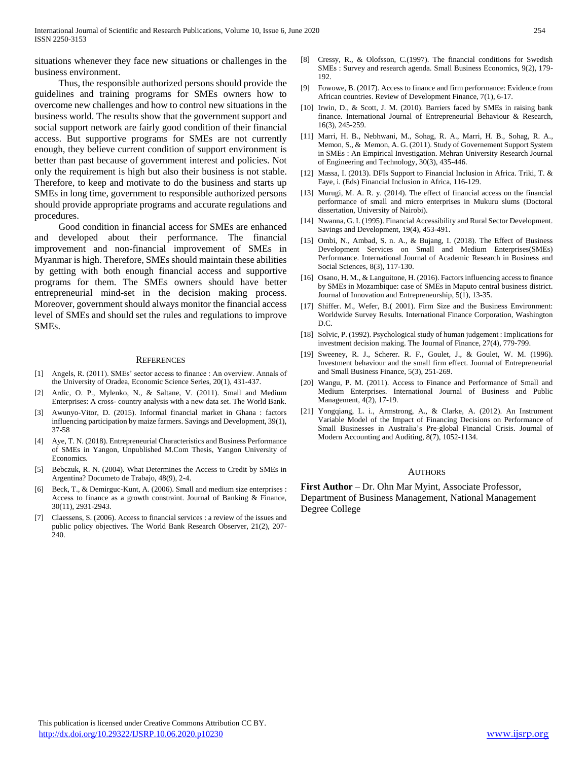situations whenever they face new situations or challenges in the business environment.

Thus, the responsible authorized persons should provide the guidelines and training programs for SMEs owners how to overcome new challenges and how to control new situations in the business world. The results show that the government support and social support network are fairly good condition of their financial access. But supportive programs for SMEs are not currently enough, they believe current condition of support environment is better than past because of government interest and policies. Not only the requirement is high but also their business is not stable. Therefore, to keep and motivate to do the business and starts up SMEs in long time, government to responsible authorized persons should provide appropriate programs and accurate regulations and procedures.

Good condition in financial access for SMEs are enhanced and developed about their performance. The financial improvement and non-financial improvement of SMEs in Myanmar is high. Therefore, SMEs should maintain these abilities by getting with both enough financial access and supportive programs for them. The SMEs owners should have better entrepreneurial mind-set in the decision making process. Moreover, government should always monitor the financial access level of SMEs and should set the rules and regulations to improve SMEs.

## References

[1] Angels, R. (2011). SMEs' sector access to finance : An overview. Annals of the University of Oradea, Economic Science Series, 20(1), 431-437.

[2] Ardic, O. P., Mylenko, N., & Saltane, V. (2011). Small and Medium Enterprises: A cross- country analysis with a new data set. The World Bank.

[3] Awunyo-Vitor, D. (2015). Informal financial market in Ghana : factors influencing participation by maize farmers. Savings and Development, 39(1), 37-58

[4] Aye, T. N. (2018). Entrepreneurial Characteristics and Business Performance of SMEs in Yangon, Unpublished M.Com Thesis, Yangon University of Economics.

[5] Bebczuk, R. N. (2004). What Determines the Access to Credit by SMEs in Argentina? Documeto de Trabajo, 48(9), 2-4.

[6] Beck, T., & Demirguc-Kunt, A. (2006). Small and medium size enterprises : Access to finance as a growth constraint. Journal of Banking & Finance, 30(11), 2931-2943.

[7] Claessens, S. (2006). Access to financial services : a review of the issues and public policy objectives. The World Bank Research Observer, 21(2), 207-240.

[8] Cressy, R., & Olofsson, C.(1997). The financial conditions for Swedish SMEs : Survey and research agenda. Small Business Economics, 9(2), 179-192.

[9] Fowowe, B. (2017). Access to finance and firm performance: Evidence from African countries. Review of Development Finance, 7(1), 6-17.

[10] Irwin, D., & Scott, J. M. (2010). Barriers faced by SMEs in raising bank finance. International Journal of Entrepreneurial Behaviour & Research, 16(3), 245-259.

[11] Marri, H. B., Nebhwani, M., Sohag, R. A., Marri, H. B., Sohag, R. A., Memon, S., & Memon, A. G. (2011). Study of Governement Support System in SMEs : An Empirical Investigation. Mehran University Research Journal of Engineering and Technology, 30(3), 435-446.

[12] Massa, I. (2013). DFIs Support to Financial Inclusion in Africa. Triki, T. & Faye, i. (Eds) Financial Inclusion in Africa, 116-129.

[13] Murugi, M. A. R. y. (2014). The effect of financial access on the financial performance of small and micro enterprises in Mukuru slums (Doctoral dissertation, University of Nairobi).

[14] Nwanna, G. I. (1995). Financial Accessibility and Rural Sector Development. Savings and Development, 19(4), 453-491.

[15] Ombi, N., Ambad, S. n. A., & Bujang, I. (2018). The Effect of Business Development Services on Small and Medium Enterprises(SMEs) Performance. International Journal of Academic Research in Business and Social Sciences, 8(3), 117-130.

[16] Osano, H. M., & Languitone, H. (2016). Factors influencing access to finance by SMEs in Mozambique: case of SMEs in Maputo central business district. Journal of Innovation and Entrepreneurship, 5(1), 13-35.

[17] Shiffer. M., Wefer, B.( 2001). Firm Size and the Business Environment: Worldwide Survey Results. International Finance Corporation, Washington D.C.

[18] Solvic, P. (1992). Psychological study of human judgement : Implications for investment decision making. The Journal of Finance, 27(4), 779-799.

[19] Sweeney, R. J., Scherer. R. F., Goulet, J., & Goulet, W. M. (1996). Investment behaviour and the small firm effect. Journal of Entrepreneurial and Small Business Finance, 5(3), 251-269.

[20] Wangu, P. M. (2011). Access to Finance and Performance of Small and Medium Enterprises. International Journal of Business and Public Management, 4(2), 17-19.

[21] Yongqiang, L. i., Armstrong, A., & Clarke, A. (2012). An Instrument Variable Model of the Impact of Financing Decisions on Performance of Small Businesses in Australia's Pre-global Financial Crisis. Journal of Modern Accounting and Auditing, 8(7), 1052-1134.

## Authors

**First Author** – Dr. Ohn Mar Myint, Associate Professor, Department of Business Management, National Management Degree College

This publication is licensed under Creative Commons Attribution CC BY.
http://dx.doi.org/10.29322/IJSRP.10.06.2020.p10230